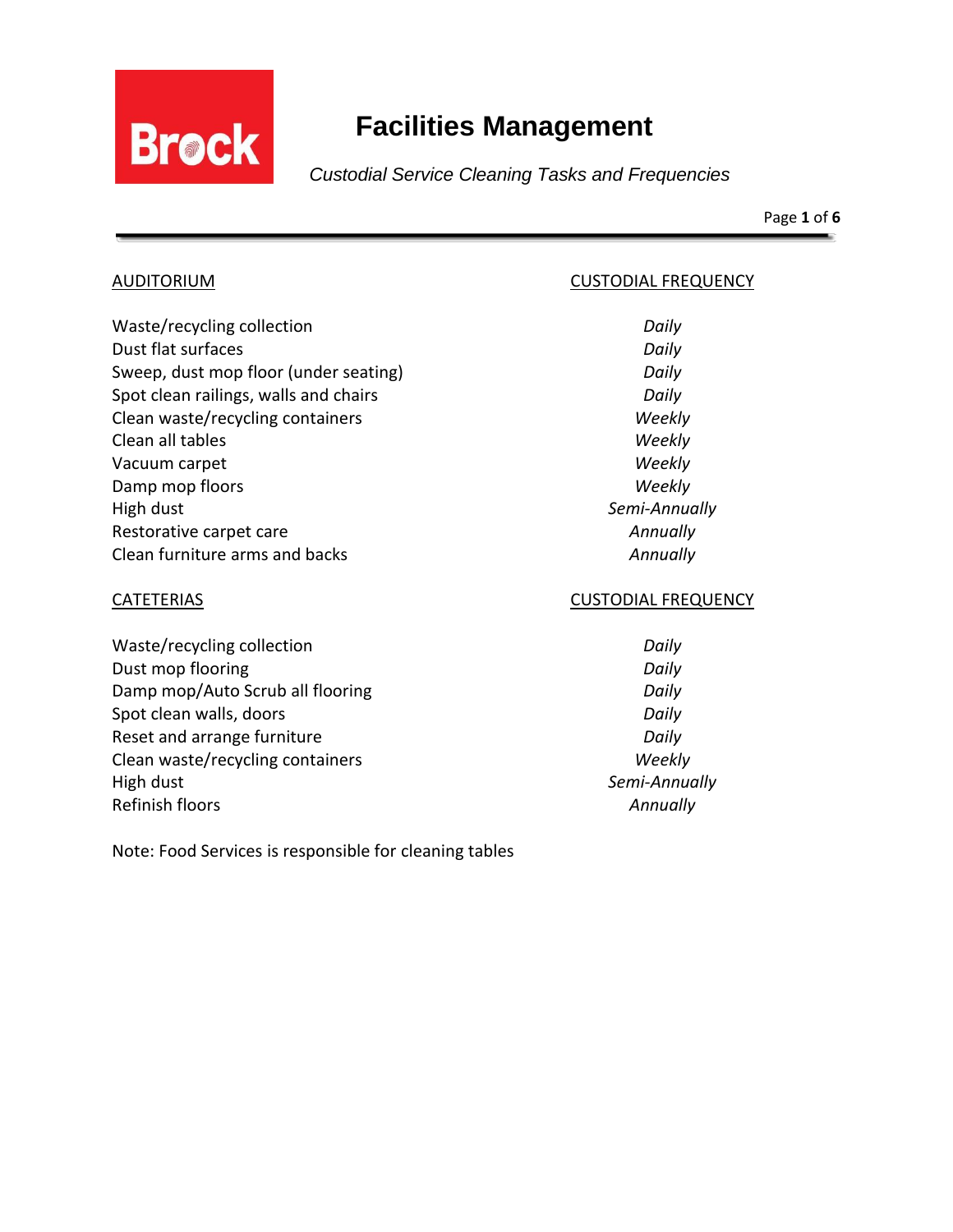# Facilities Management

*Custodial Service Cleaning Tasks and Frequencies*

| AUDITORIUM | CUSTODIAL FREQUENCY |
| --- | --- |
| Waste/recycling collection | *Daily* |
| Dust flat surfaces | *Daily* |
| Sweep, dust mop floor (under seating) | *Daily* |
| Spot clean railings, walls and chairs | *Daily* |
| Clean waste/recycling containers | *Weekly* |
| Clean all tables | *Weekly* |
| Vacuum carpet | *Weekly* |
| Damp mop floors | *Weekly* |
| High dust | *Semi-Annually* |
| Restorative carpet care | *Annually* |
| Clean furniture arms and backs | *Annually* |

| CATETERIAS | CUSTODIAL FREQUENCY |
| --- | --- |
| Waste/recycling collection | *Daily* |
| Dust mop flooring | *Daily* |
| Damp mop/Auto Scrub all flooring | *Daily* |
| Spot clean walls, doors | *Daily* |
| Reset and arrange furniture | *Daily* |
| Clean waste/recycling containers | *Weekly* |
| High dust | *Semi-Annually* |
| Refinish floors | *Annually* |

Note: Food Services is responsible for cleaning tables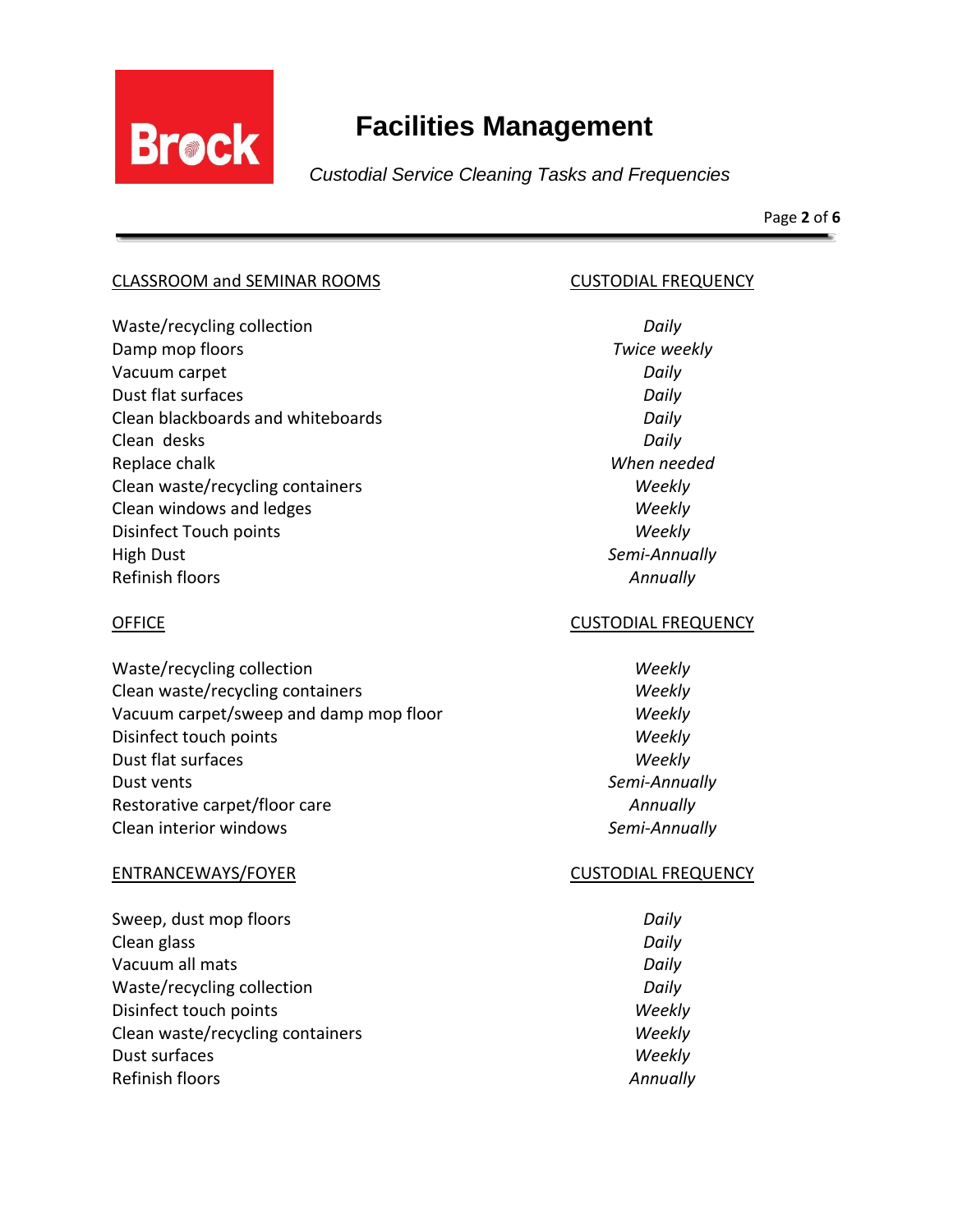| CLASSROOM and SEMINAR ROOMS | CUSTODIAL FREQUENCY |
| --- | --- |
| Waste/recycling collection | *Daily* |
| Damp mop floors | *Twice weekly* |
| Vacuum carpet | *Daily* |
| Dust flat surfaces | *Daily* |
| Clean blackboards and whiteboards | *Daily* |
| Clean desks | *Daily* |
| Replace chalk | *When needed* |
| Clean waste/recycling containers | *Weekly* |
| Clean windows and ledges | *Weekly* |
| Disinfect Touch points | *Weekly* |
| High Dust | *Semi-Annually* |
| Refinish floors | *Annually* |

| OFFICE | CUSTODIAL FREQUENCY |
| --- | --- |
| Waste/recycling collection | *Weekly* |
| Clean waste/recycling containers | *Weekly* |
| Vacuum carpet/sweep and damp mop floor | *Weekly* |
| Disinfect touch points | *Weekly* |
| Dust flat surfaces | *Weekly* |
| Dust vents | *Semi-Annually* |
| Restorative carpet/floor care | *Annually* |
| Clean interior windows | *Semi-Annually* |

| ENTRANCEWAYS/FOYER | CUSTODIAL FREQUENCY |
| --- | --- |
| Sweep, dust mop floors | *Daily* |
| Clean glass | *Daily* |
| Vacuum all mats | *Daily* |
| Waste/recycling collection | *Daily* |
| Disinfect touch points | *Weekly* |
| Clean waste/recycling containers | *Weekly* |
| Dust surfaces | *Weekly* |
| Refinish floors | *Annually* |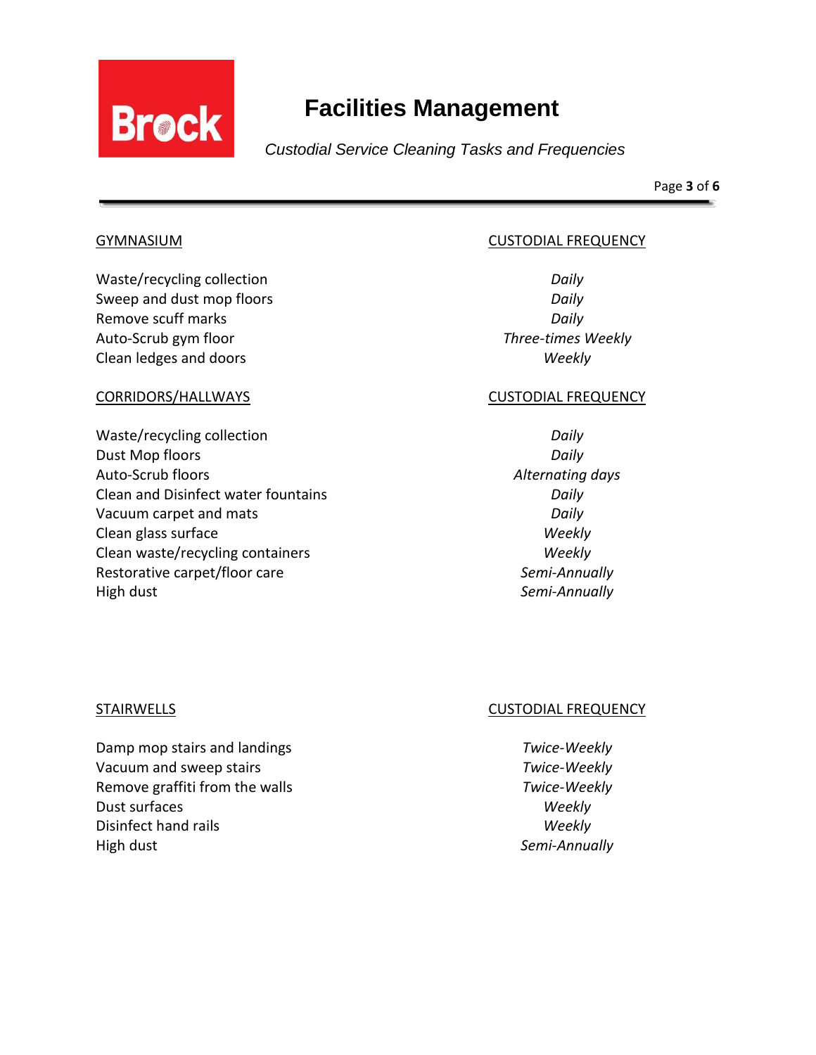| GYMNASIUM | CUSTODIAL FREQUENCY |
| --- | --- |
| Waste/recycling collection | *Daily* |
| Sweep and dust mop floors | *Daily* |
| Remove scuff marks | *Daily* |
| Auto-Scrub gym floor | *Three-times Weekly* |
| Clean ledges and doors | *Weekly* |

| CORRIDORS/HALLWAYS | CUSTODIAL FREQUENCY |
| --- | --- |
| Waste/recycling collection | *Daily* |
| Dust Mop floors | *Daily* |
| Auto-Scrub floors | *Alternating days* |
| Clean and Disinfect water fountains | *Daily* |
| Vacuum carpet and mats | *Daily* |
| Clean glass surface | *Weekly* |
| Clean waste/recycling containers | *Weekly* |
| Restorative carpet/floor care | *Semi-Annually* |
| High dust | *Semi-Annually* |

| STAIRWELLS | CUSTODIAL FREQUENCY |
| --- | --- |
| Damp mop stairs and landings | *Twice-Weekly* |
| Vacuum and sweep stairs | *Twice-Weekly* |
| Remove graffiti from the walls | *Twice-Weekly* |
| Dust surfaces | *Weekly* |
| Disinfect hand rails | *Weekly* |
| High dust | *Semi-Annually* |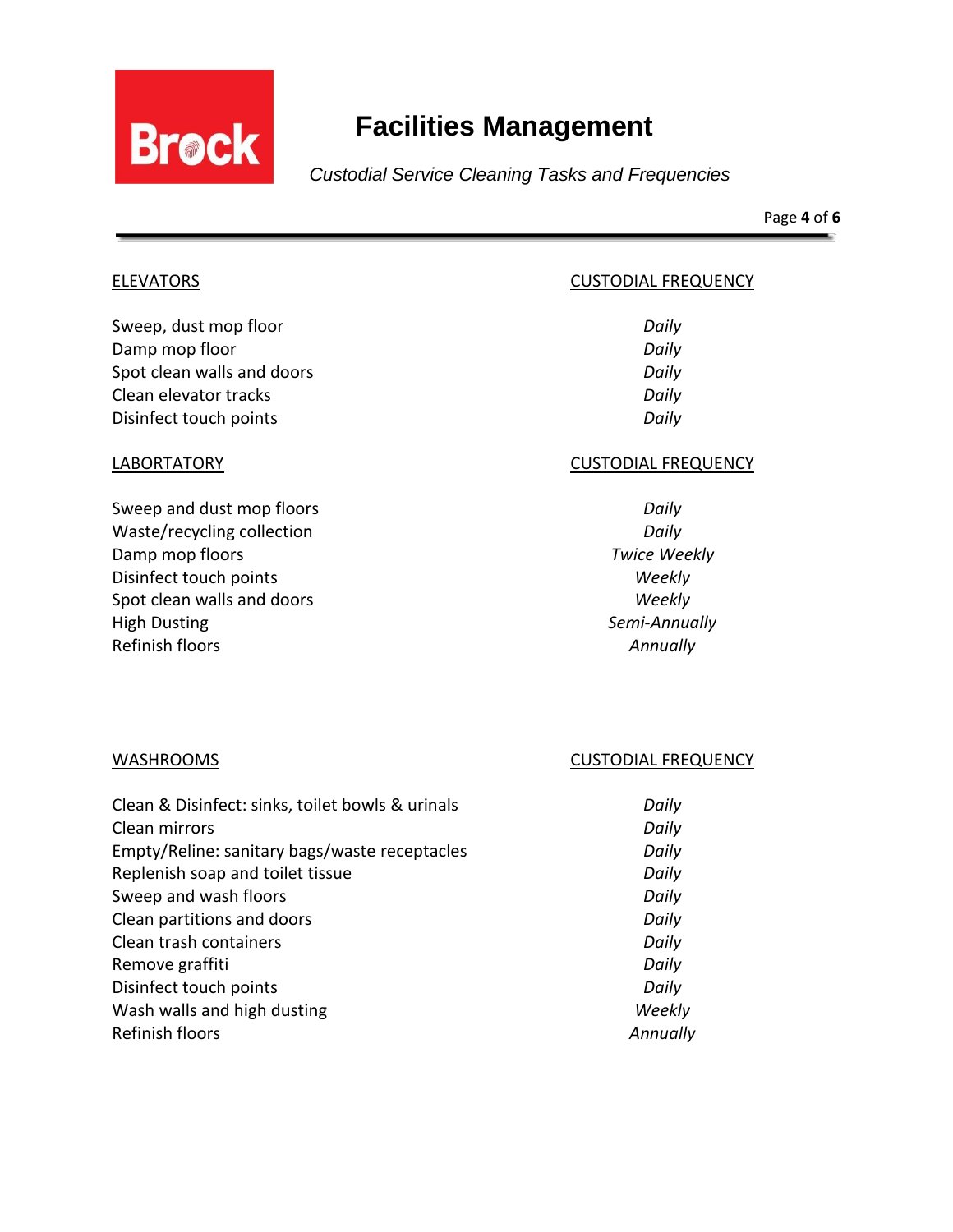| ELEVATORS | CUSTODIAL FREQUENCY |
|---|---|
| Sweep, dust mop floor | *Daily* |
| Damp mop floor | *Daily* |
| Spot clean walls and doors | *Daily* |
| Clean elevator tracks | *Daily* |
| Disinfect touch points | *Daily* |

| LABORTATORY | CUSTODIAL FREQUENCY |
|---|---|
| Sweep and dust mop floors | *Daily* |
| Waste/recycling collection | *Daily* |
| Damp mop floors | *Twice Weekly* |
| Disinfect touch points | *Weekly* |
| Spot clean walls and doors | *Weekly* |
| High Dusting | *Semi-Annually* |
| Refinish floors | *Annually* |

| WASHROOMS | CUSTODIAL FREQUENCY |
|---|---|
| Clean & Disinfect: sinks, toilet bowls & urinals | *Daily* |
| Clean mirrors | *Daily* |
| Empty/Reline: sanitary bags/waste receptacles | *Daily* |
| Replenish soap and toilet tissue | *Daily* |
| Sweep and wash floors | *Daily* |
| Clean partitions and doors | *Daily* |
| Clean trash containers | *Daily* |
| Remove graffiti | *Daily* |
| Disinfect touch points | *Daily* |
| Wash walls and high dusting | *Weekly* |
| Refinish floors | *Annually* |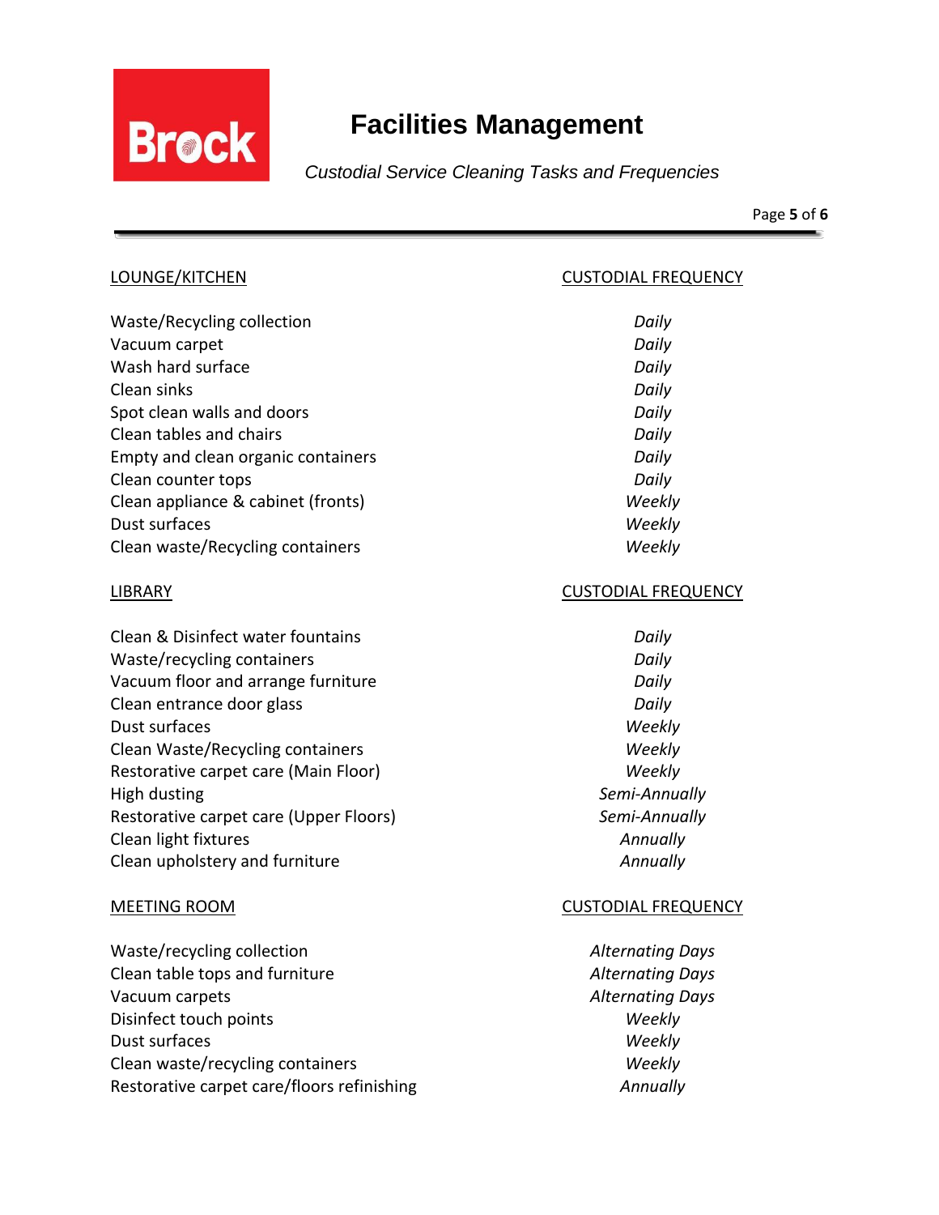| LOUNGE/KITCHEN | CUSTODIAL FREQUENCY |
|---|---|
| Waste/Recycling collection | *Daily* |
| Vacuum carpet | *Daily* |
| Wash hard surface | *Daily* |
| Clean sinks | *Daily* |
| Spot clean walls and doors | *Daily* |
| Clean tables and chairs | *Daily* |
| Empty and clean organic containers | *Daily* |
| Clean counter tops | *Daily* |
| Clean appliance & cabinet (fronts) | *Weekly* |
| Dust surfaces | *Weekly* |
| Clean waste/Recycling containers | *Weekly* |

| LIBRARY | CUSTODIAL FREQUENCY |
|---|---|
| Clean & Disinfect water fountains | *Daily* |
| Waste/recycling containers | *Daily* |
| Vacuum floor and arrange furniture | *Daily* |
| Clean entrance door glass | *Daily* |
| Dust surfaces | *Weekly* |
| Clean Waste/Recycling containers | *Weekly* |
| Restorative carpet care (Main Floor) | *Weekly* |
| High dusting | *Semi-Annually* |
| Restorative carpet care (Upper Floors) | *Semi-Annually* |
| Clean light fixtures | *Annually* |
| Clean upholstery and furniture | *Annually* |

| MEETING ROOM | CUSTODIAL FREQUENCY |
|---|---|
| Waste/recycling collection | *Alternating Days* |
| Clean table tops and furniture | *Alternating Days* |
| Vacuum carpets | *Alternating Days* |
| Disinfect touch points | *Weekly* |
| Dust surfaces | *Weekly* |
| Clean waste/recycling containers | *Weekly* |
| Restorative carpet care/floors refinishing | *Annually* |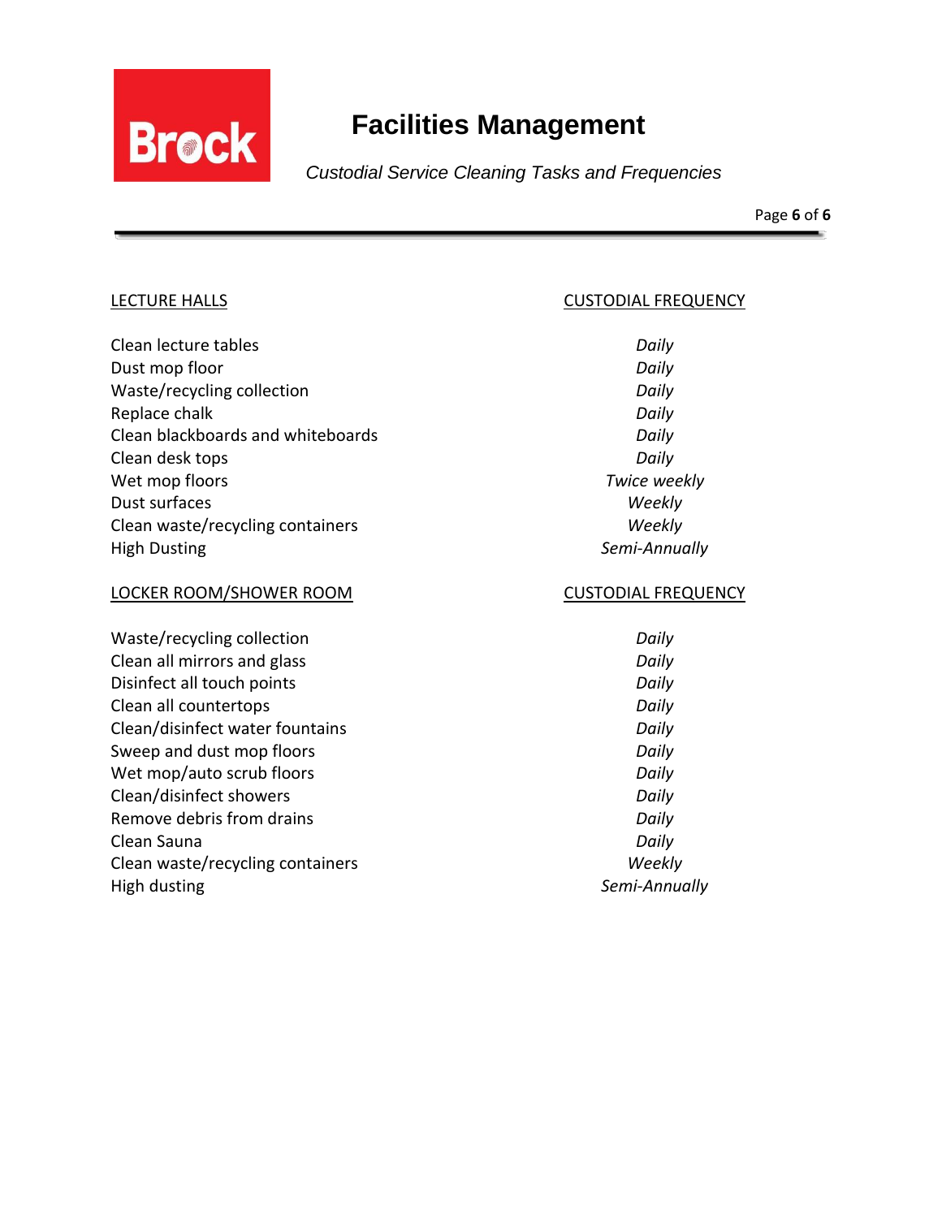# Facilities Management

*Custodial Service Cleaning Tasks and Frequencies*

| LECTURE HALLS | CUSTODIAL FREQUENCY |
|---|---|
| Clean lecture tables | *Daily* |
| Dust mop floor | *Daily* |
| Waste/recycling collection | *Daily* |
| Replace chalk | *Daily* |
| Clean blackboards and whiteboards | *Daily* |
| Clean desk tops | *Daily* |
| Wet mop floors | *Twice weekly* |
| Dust surfaces | *Weekly* |
| Clean waste/recycling containers | *Weekly* |
| High Dusting | *Semi-Annually* |

| LOCKER ROOM/SHOWER ROOM | CUSTODIAL FREQUENCY |
|---|---|
| Waste/recycling collection | *Daily* |
| Clean all mirrors and glass | *Daily* |
| Disinfect all touch points | *Daily* |
| Clean all countertops | *Daily* |
| Clean/disinfect water fountains | *Daily* |
| Sweep and dust mop floors | *Daily* |
| Wet mop/auto scrub floors | *Daily* |
| Clean/disinfect showers | *Daily* |
| Remove debris from drains | *Daily* |
| Clean Sauna | *Daily* |
| Clean waste/recycling containers | *Weekly* |
| High dusting | *Semi-Annually* |